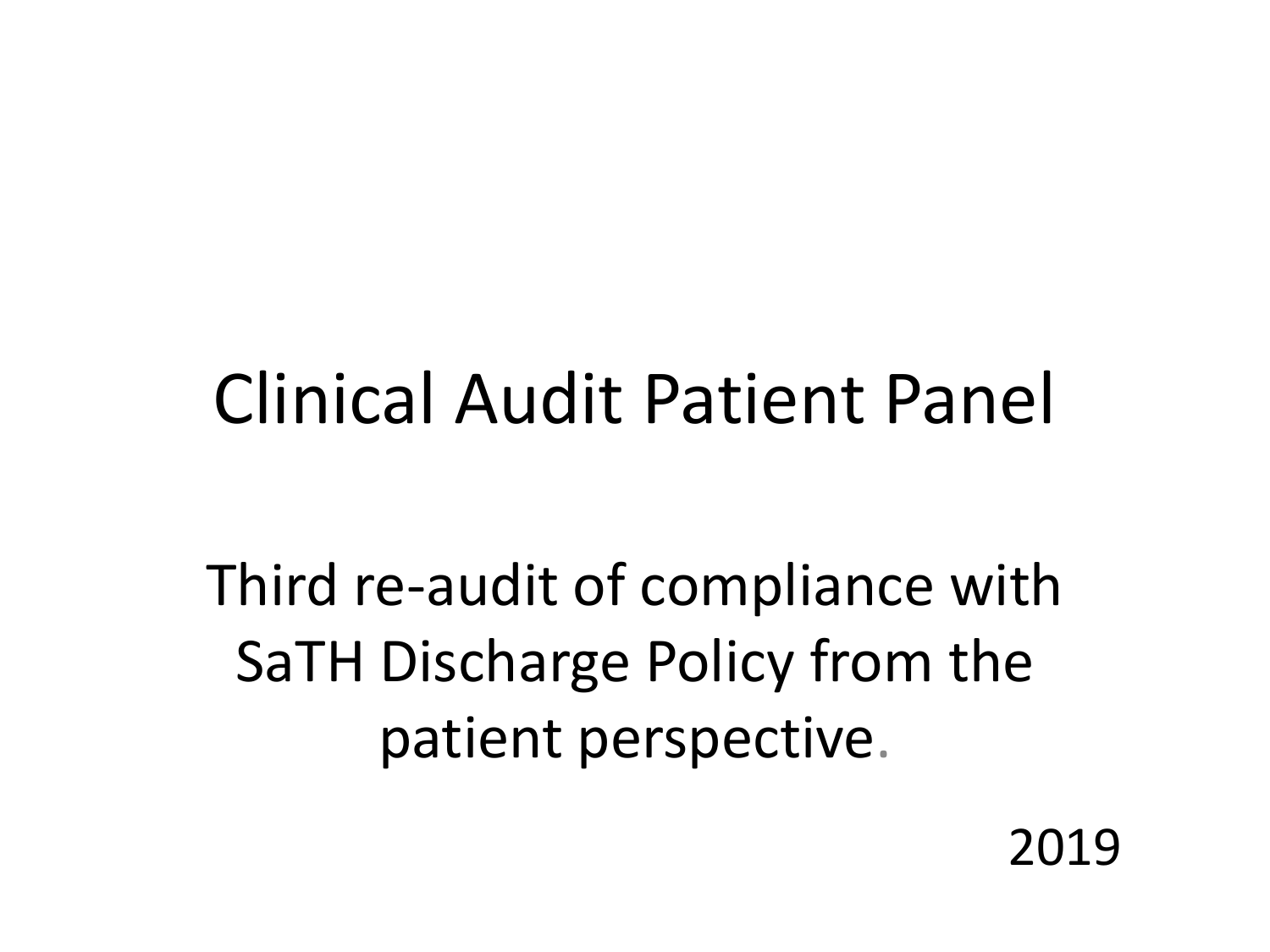# Clinical Audit Patient Panel

## Third re-audit of compliance with SaTH Discharge Policy from the patient perspective.

2019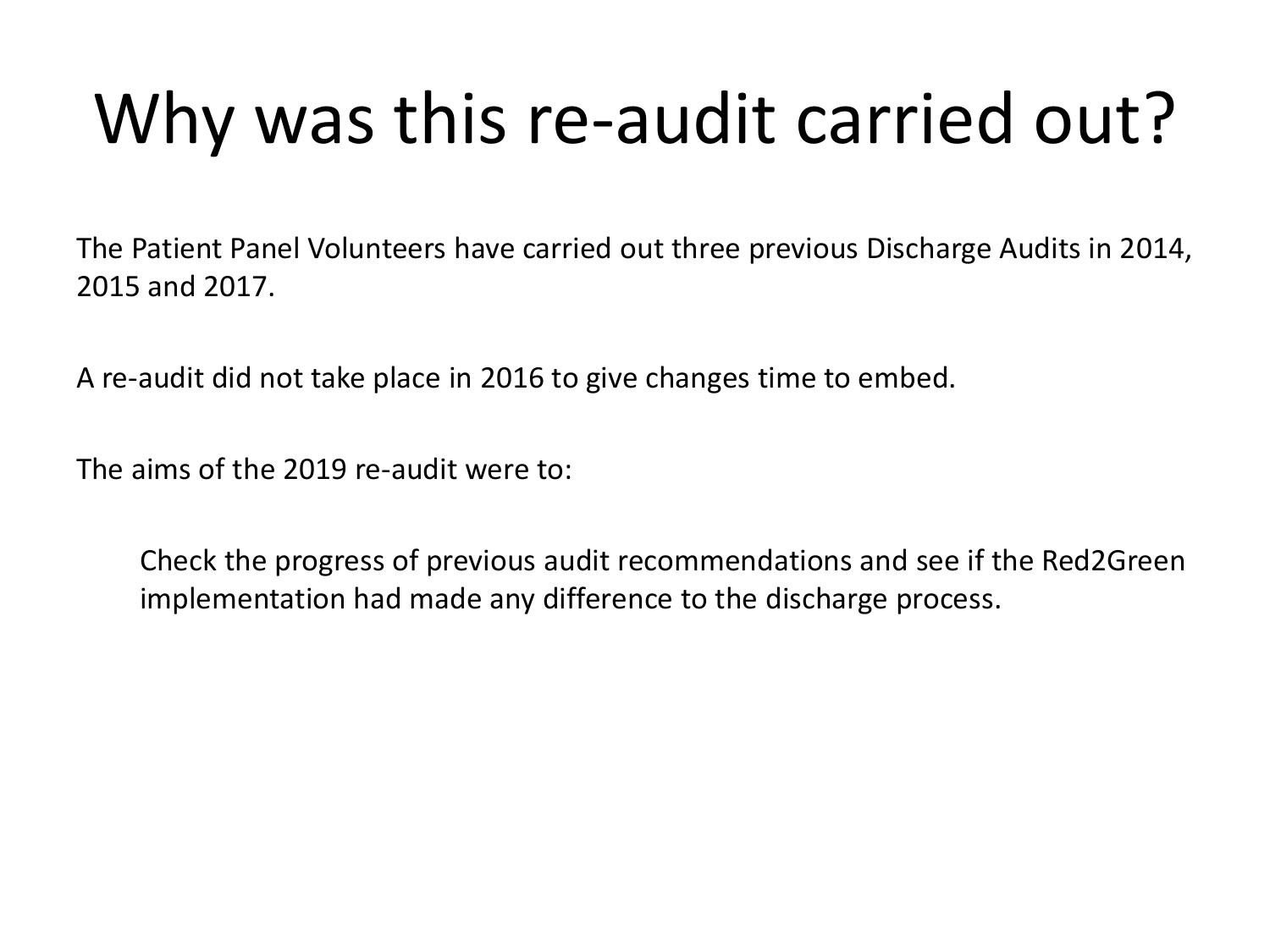# Why was this re-audit carried out?

The Patient Panel Volunteers have carried out three previous Discharge Audits in 2014, 2015 and 2017.

A re-audit did not take place in 2016 to give changes time to embed.

The aims of the 2019 re-audit were to:

> Check the progress of previous audit recommendations and see if the Red2Green implementation had made any difference to the discharge process.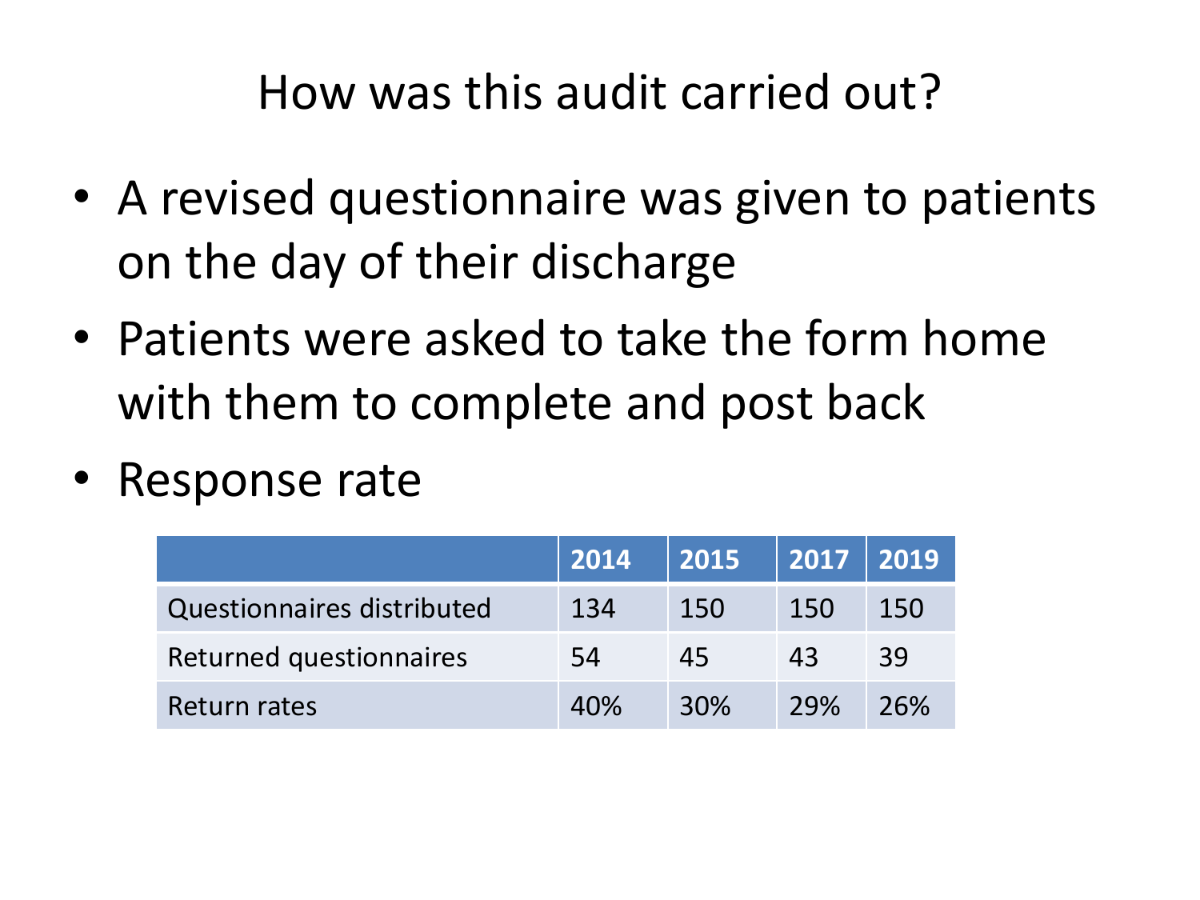# How was this audit carried out?

- A revised questionnaire was given to patients on the day of their discharge
- Patients were asked to take the form home with them to complete and post back
- Response rate

| | 2014 | 2015 | 2017 | 2019 |
|---|---|---|---|---|
| Questionnaires distributed | 134 | 150 | 150 | 150 |
| Returned questionnaires | 54 | 45 | 43 | 39 |
| Return rates | 40% | 30% | 29% | 26% |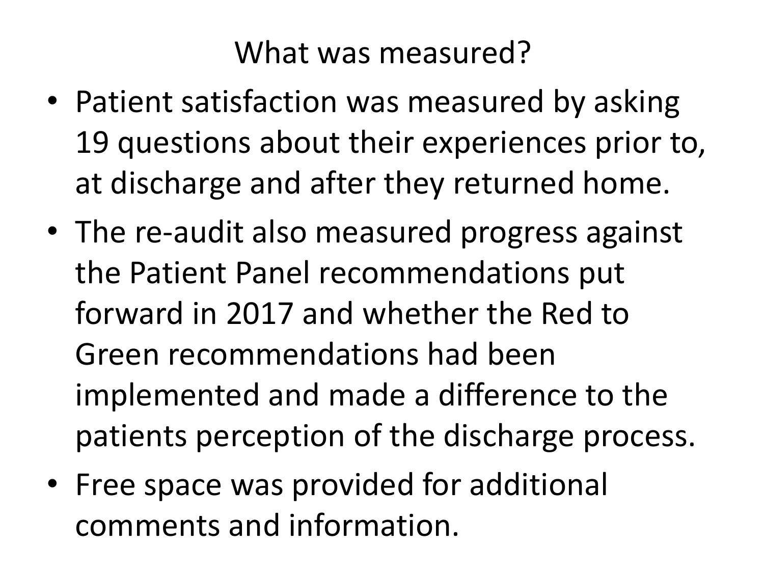# What was measured?

- Patient satisfaction was measured by asking 19 questions about their experiences prior to, at discharge and after they returned home.
- The re-audit also measured progress against the Patient Panel recommendations put forward in 2017 and whether the Red to Green recommendations had been implemented and made a difference to the patients perception of the discharge process.
- Free space was provided for additional comments and information.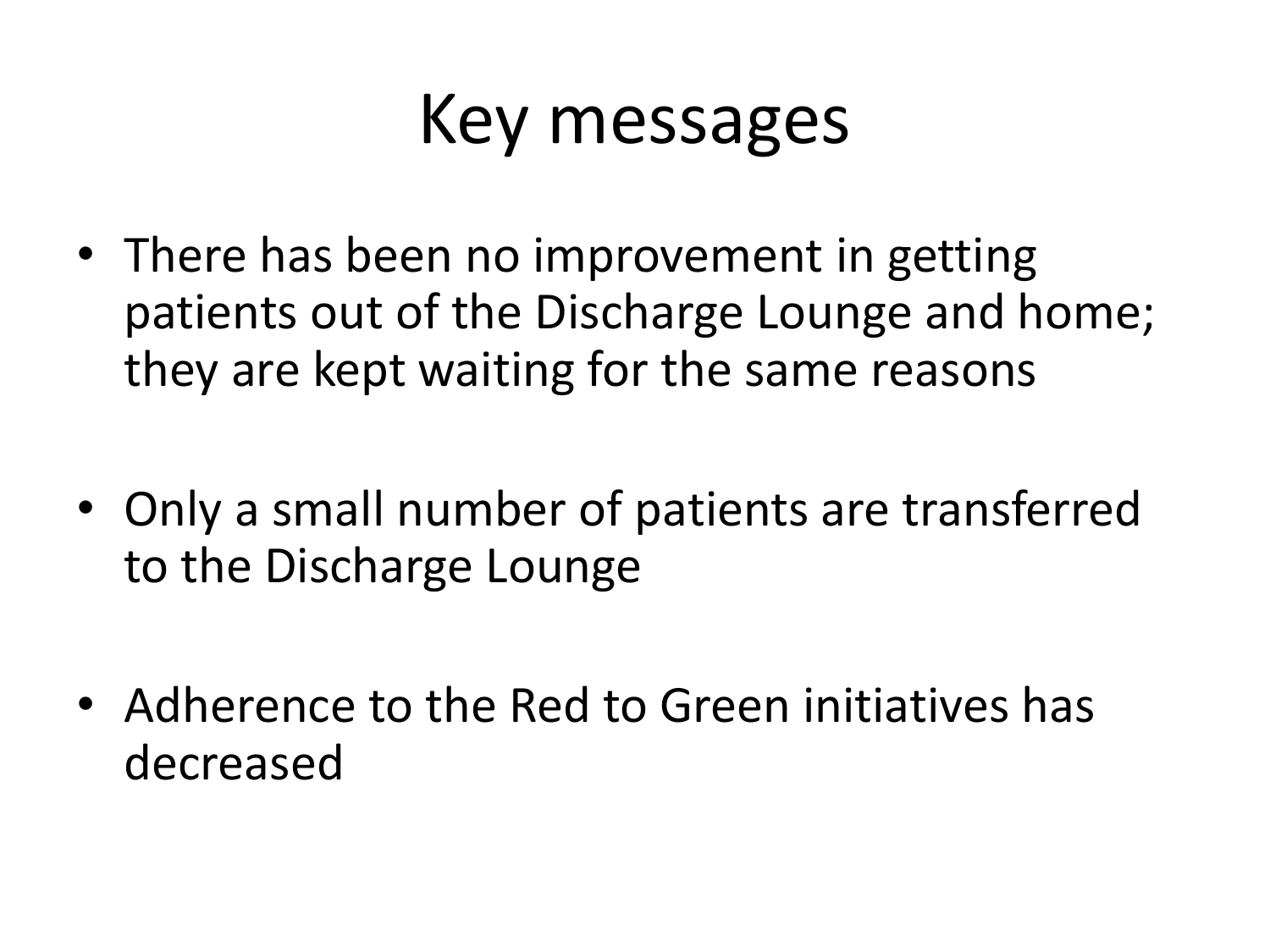# Key messages

- There has been no improvement in getting patients out of the Discharge Lounge and home; they are kept waiting for the same reasons
- Only a small number of patients are transferred to the Discharge Lounge
- Adherence to the Red to Green initiatives has decreased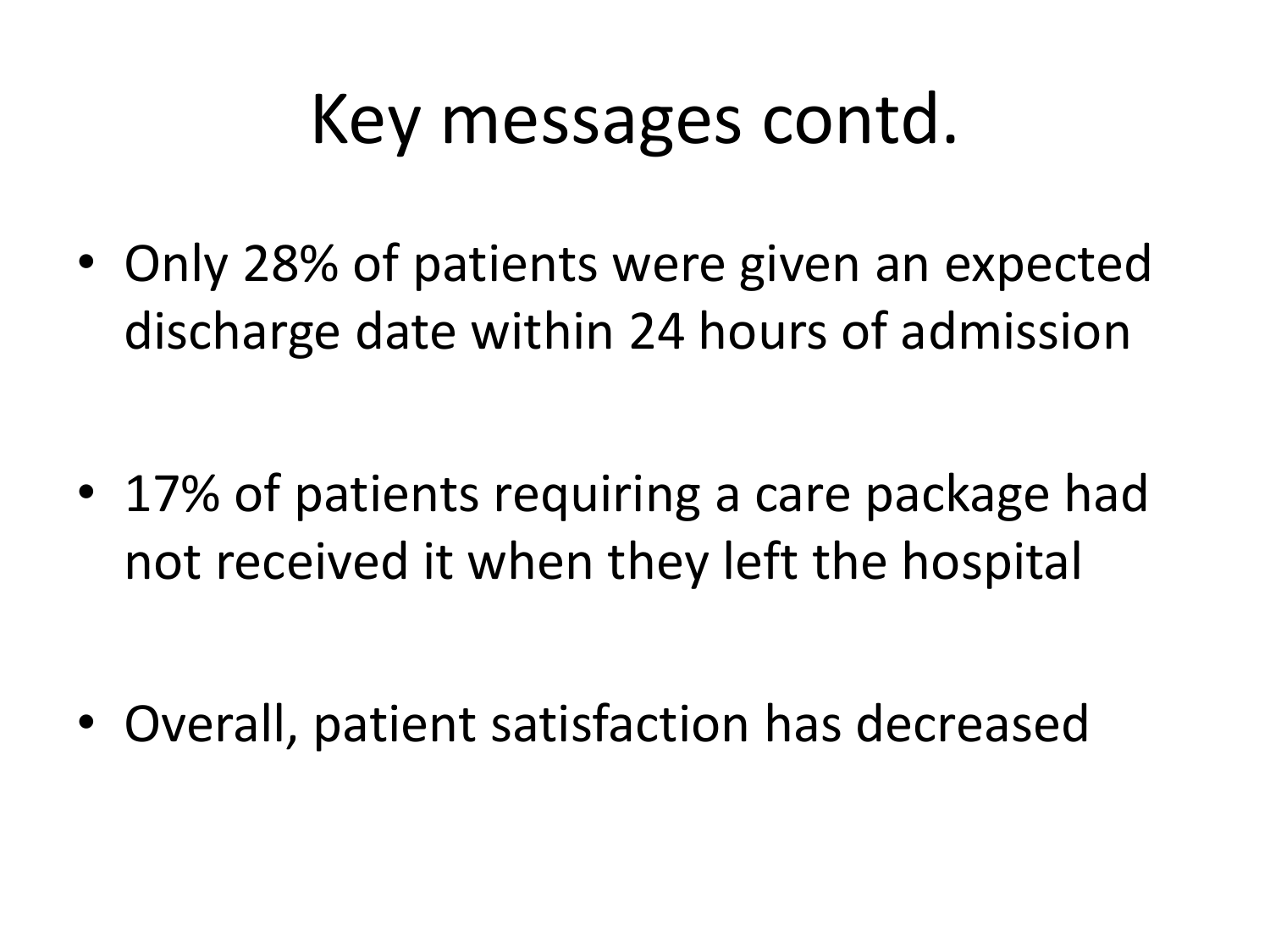# Key messages contd.

- Only 28% of patients were given an expected discharge date within 24 hours of admission
- 17% of patients requiring a care package had not received it when they left the hospital
- Overall, patient satisfaction has decreased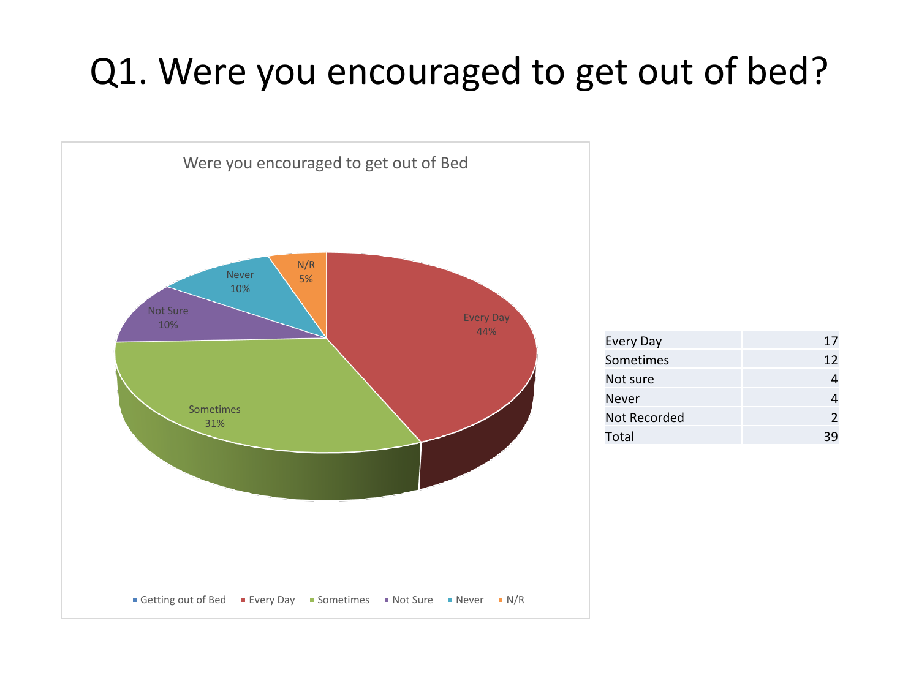# Q1. Were you encouraged to get out of bed?

| | |
|---|---|
| Every Day | 17 |
| Sometimes | 12 |
| Not sure | 4 |
| Never | 4 |
| Not Recorded | 2 |
| Total | 39 |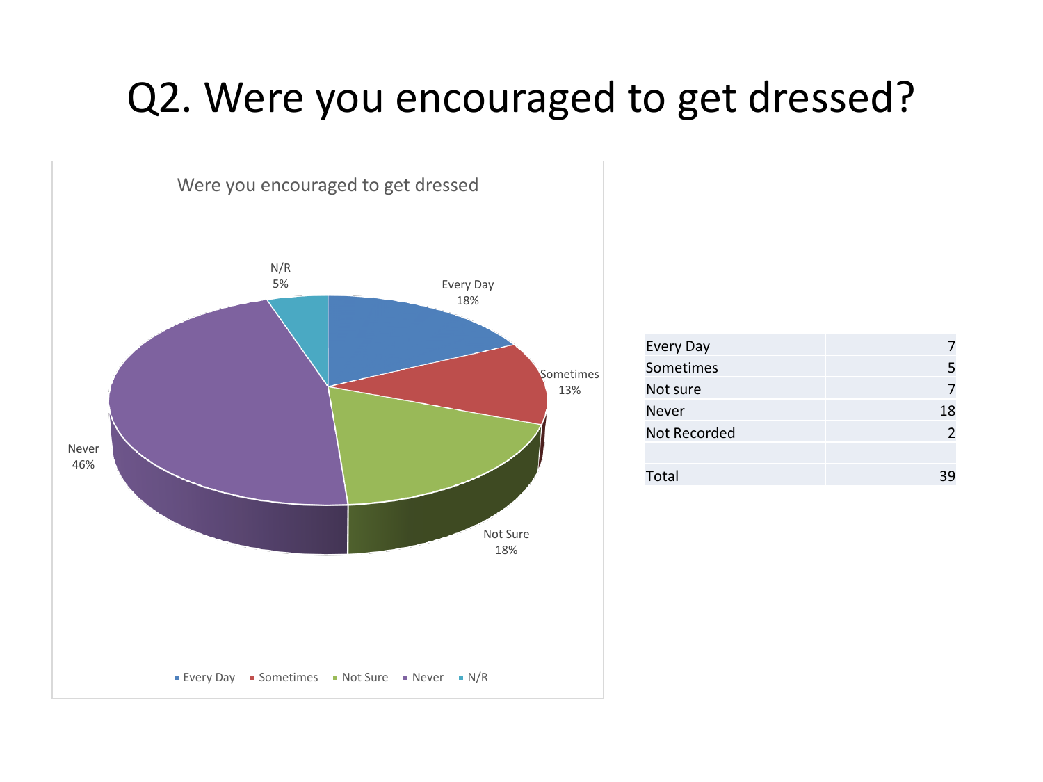# Q2. Were you encouraged to get dressed?

Were you encouraged to get dressed

N/R 5%

Every Day 18%

Sometimes 13%

Never 46%

Not Sure 18%

■ Every Day ■ Sometimes ■ Not Sure ■ Never ■ N/R

| | |
|---|---|
| Every Day | 7 |
| Sometimes | 5 |
| Not sure | 7 |
| Never | 18 |
| Not Recorded | 2 |
| | |
| Total | 39 |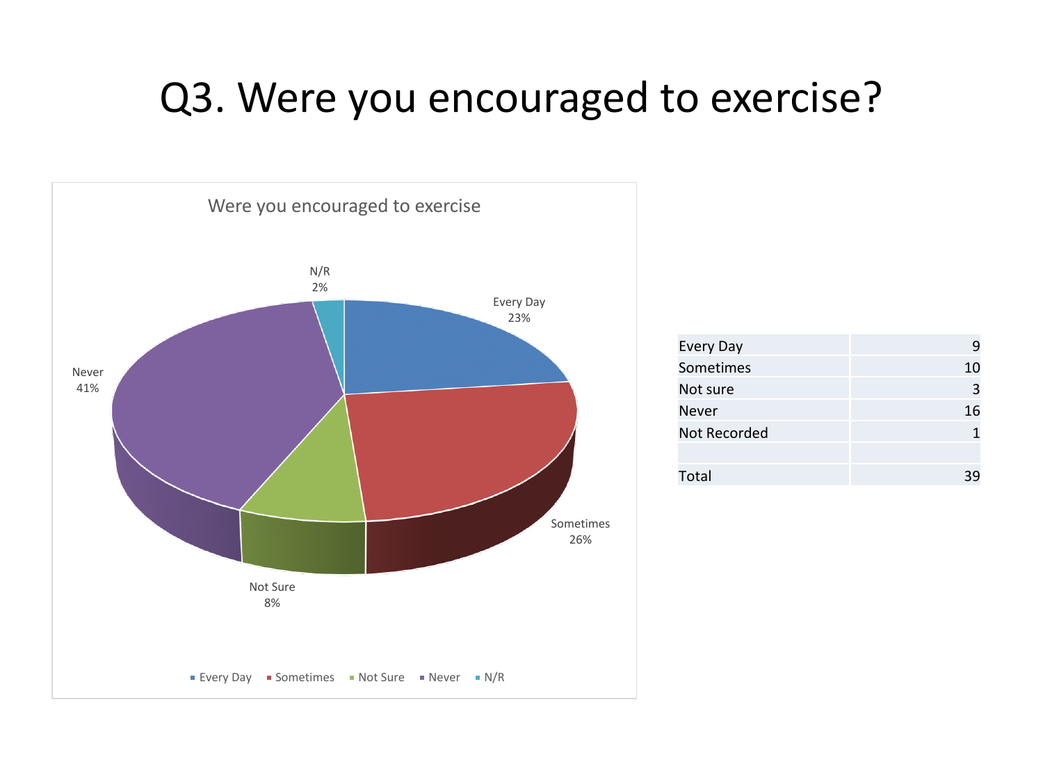# Q3. Were you encouraged to exercise?

Were you encouraged to exercise

- Every Day 23%
- Sometimes 26%
- Not Sure 8%
- Never 41%
- N/R 2%

| Every Day | 9 |
|---|---|
| Sometimes | 10 |
| Not sure | 3 |
| Never | 16 |
| Not Recorded | 1 |
| | |
| Total | 39 |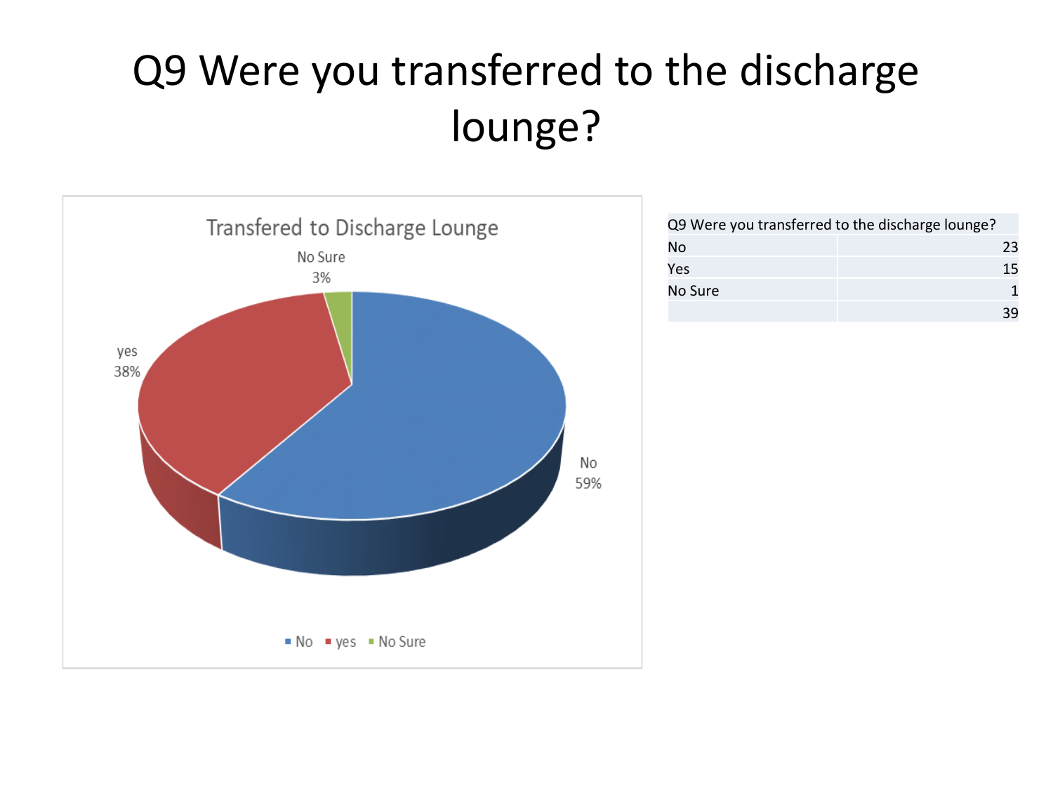# Q9 Were you transferred to the discharge lounge?

Transfered to Discharge Lounge

No Sure 3%

yes 38%

No 59%

No | yes | No Sure

| Q9 Were you transferred to the discharge lounge? | |
|---|---|
| No | 23 |
| Yes | 15 |
| No Sure | 1 |
| | 39 |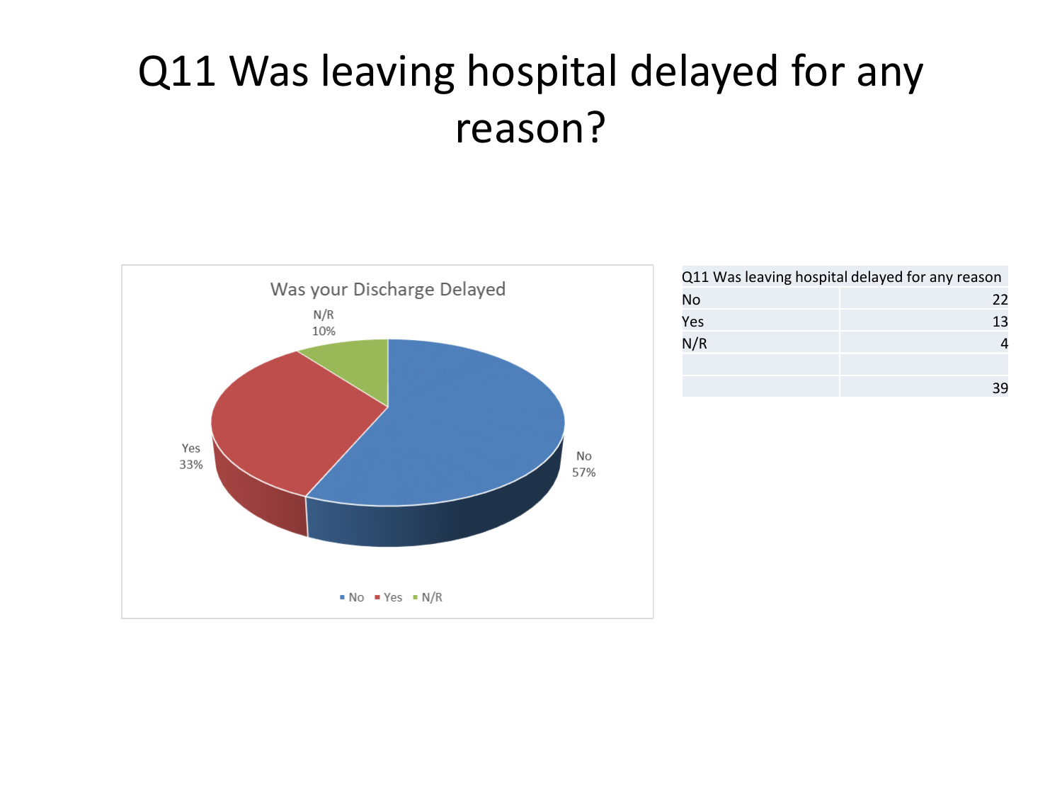# Q11 Was leaving hospital delayed for any reason?

Was your Discharge Delayed

N/R 10%

Yes 33%

No 57%

No · Yes · N/R

| Q11 Was leaving hospital delayed for any reason | |
|---|---|
| No | 22 |
| Yes | 13 |
| N/R | 4 |
| | |
| | 39 |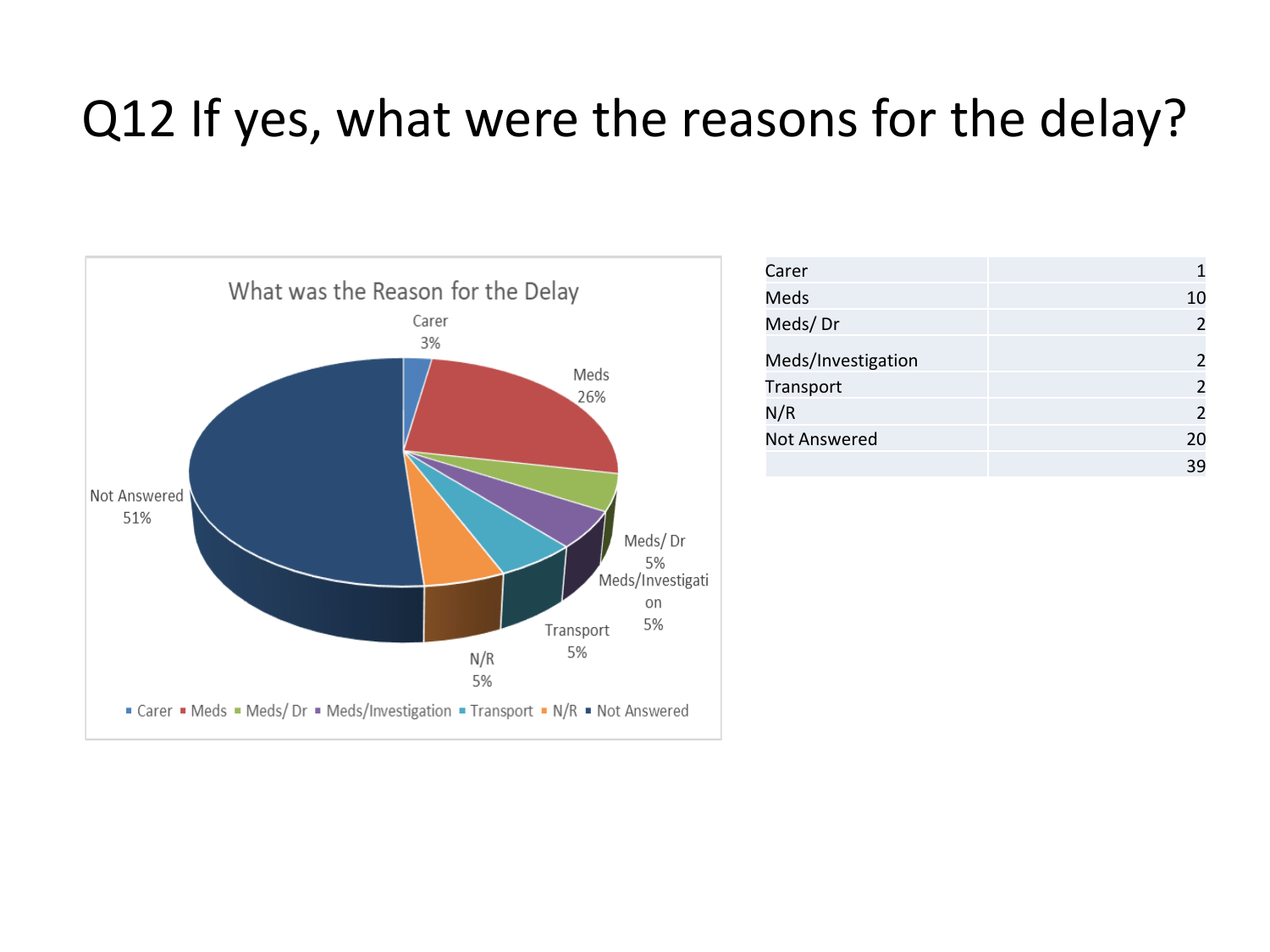# Q12 If yes, what were the reasons for the delay?

**What was the Reason for the Delay**

| Category | Percentage |
|---|---|
| Carer | 3% |
| Meds | 26% |
| Meds/ Dr | 5% |
| Meds/Investigation | 5% |
| Transport | 5% |
| N/R | 5% |
| Not Answered | 51% |

| | |
|---|---|
| Carer | 1 |
| Meds | 10 |
| Meds/ Dr | 2 |
| Meds/Investigation | 2 |
| Transport | 2 |
| N/R | 2 |
| Not Answered | 20 |
| | 39 |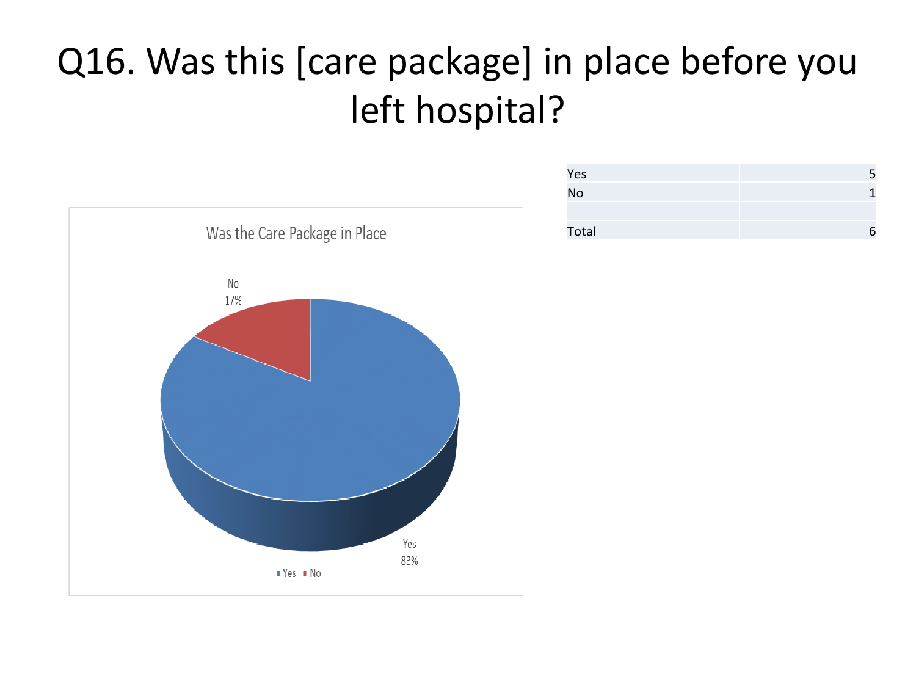# Q16. Was this [care package] in place before you left hospital?

Was the Care Package in Place

No 17%

Yes 83%

■ Yes ■ No

| | |
|---|---|
| Yes | 5 |
| No | 1 |
| | |
| Total | 6 |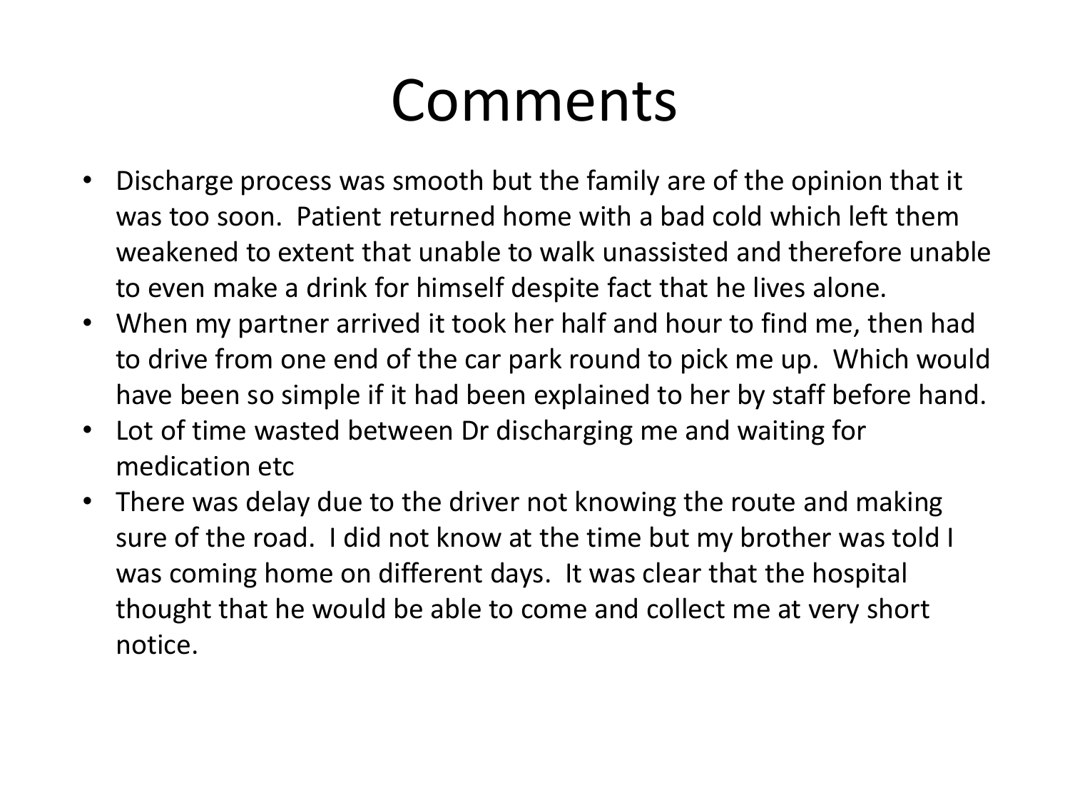# Comments

- Discharge process was smooth but the family are of the opinion that it was too soon. Patient returned home with a bad cold which left them weakened to extent that unable to walk unassisted and therefore unable to even make a drink for himself despite fact that he lives alone.
- When my partner arrived it took her half and hour to find me, then had to drive from one end of the car park round to pick me up. Which would have been so simple if it had been explained to her by staff before hand.
- Lot of time wasted between Dr discharging me and waiting for medication etc
- There was delay due to the driver not knowing the route and making sure of the road. I did not know at the time but my brother was told I was coming home on different days. It was clear that the hospital thought that he would be able to come and collect me at very short notice.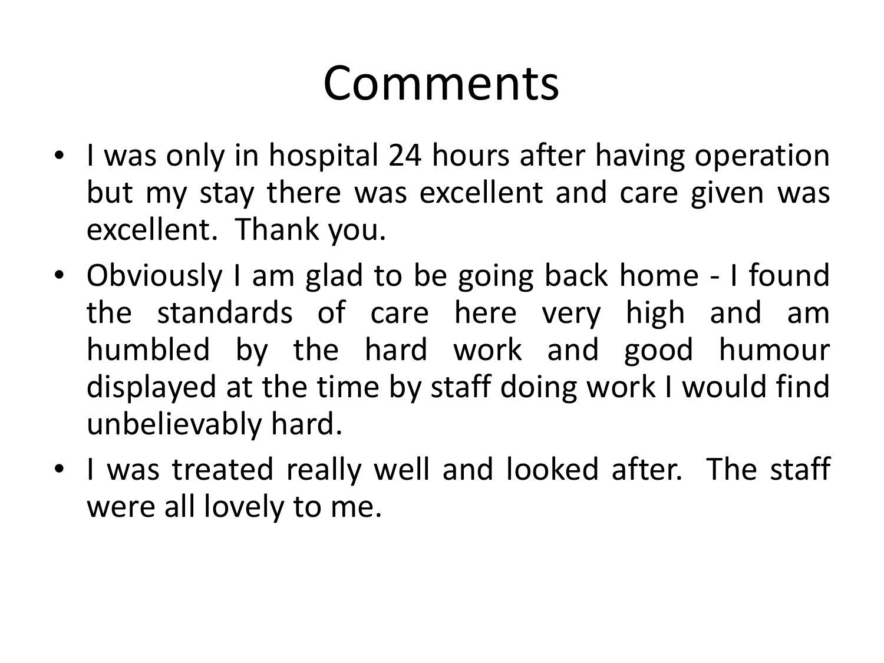# Comments

- I was only in hospital 24 hours after having operation but my stay there was excellent and care given was excellent. Thank you.
- Obviously I am glad to be going back home - I found the standards of care here very high and am humbled by the hard work and good humour displayed at the time by staff doing work I would find unbelievably hard.
- I was treated really well and looked after. The staff were all lovely to me.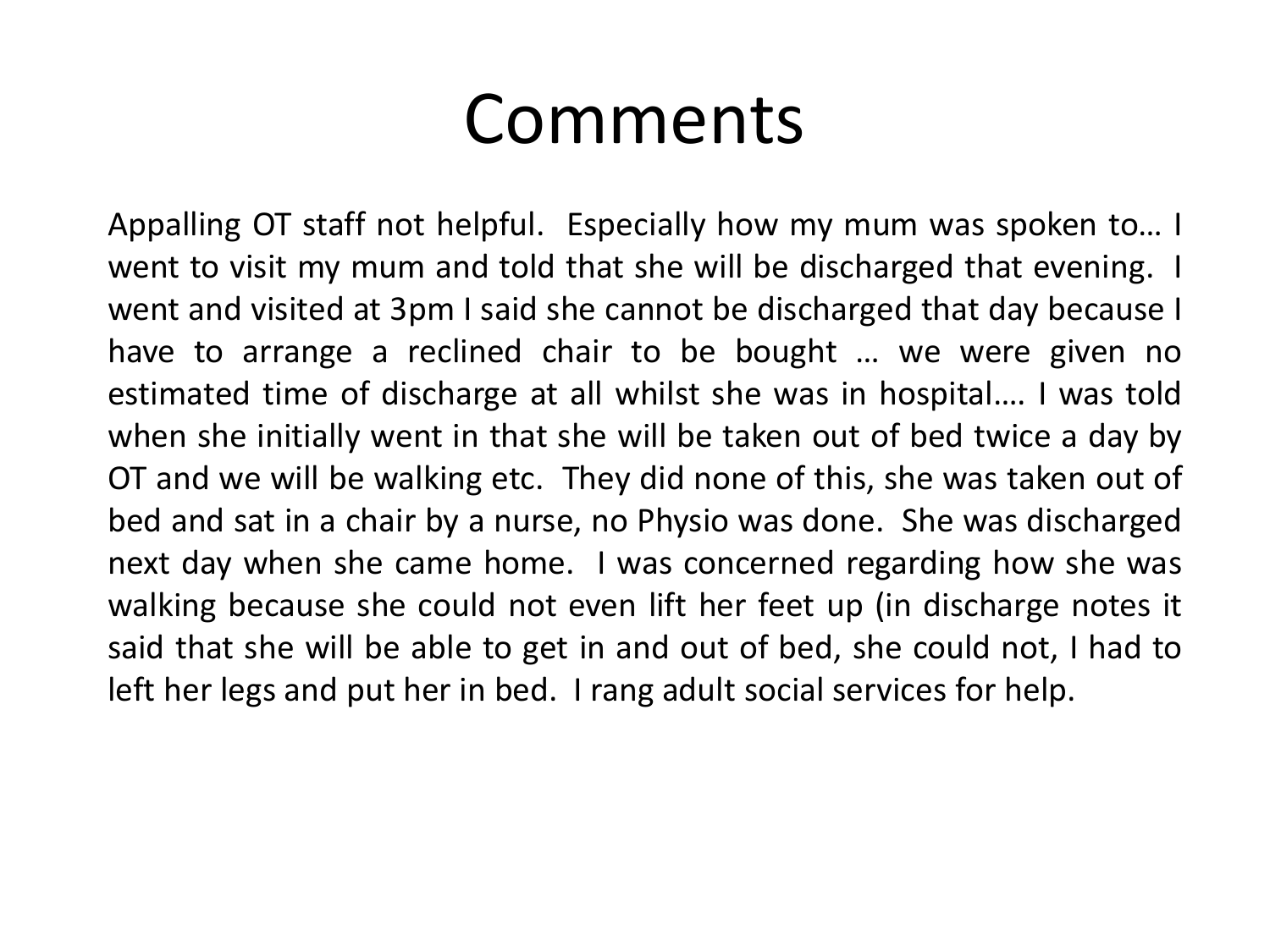# Comments

Appalling OT staff not helpful. Especially how my mum was spoken to… I went to visit my mum and told that she will be discharged that evening. I went and visited at 3pm I said she cannot be discharged that day because I have to arrange a reclined chair to be bought … we were given no estimated time of discharge at all whilst she was in hospital…. I was told when she initially went in that she will be taken out of bed twice a day by OT and we will be walking etc. They did none of this, she was taken out of bed and sat in a chair by a nurse, no Physio was done. She was discharged next day when she came home. I was concerned regarding how she was walking because she could not even lift her feet up (in discharge notes it said that she will be able to get in and out of bed, she could not, I had to left her legs and put her in bed. I rang adult social services for help.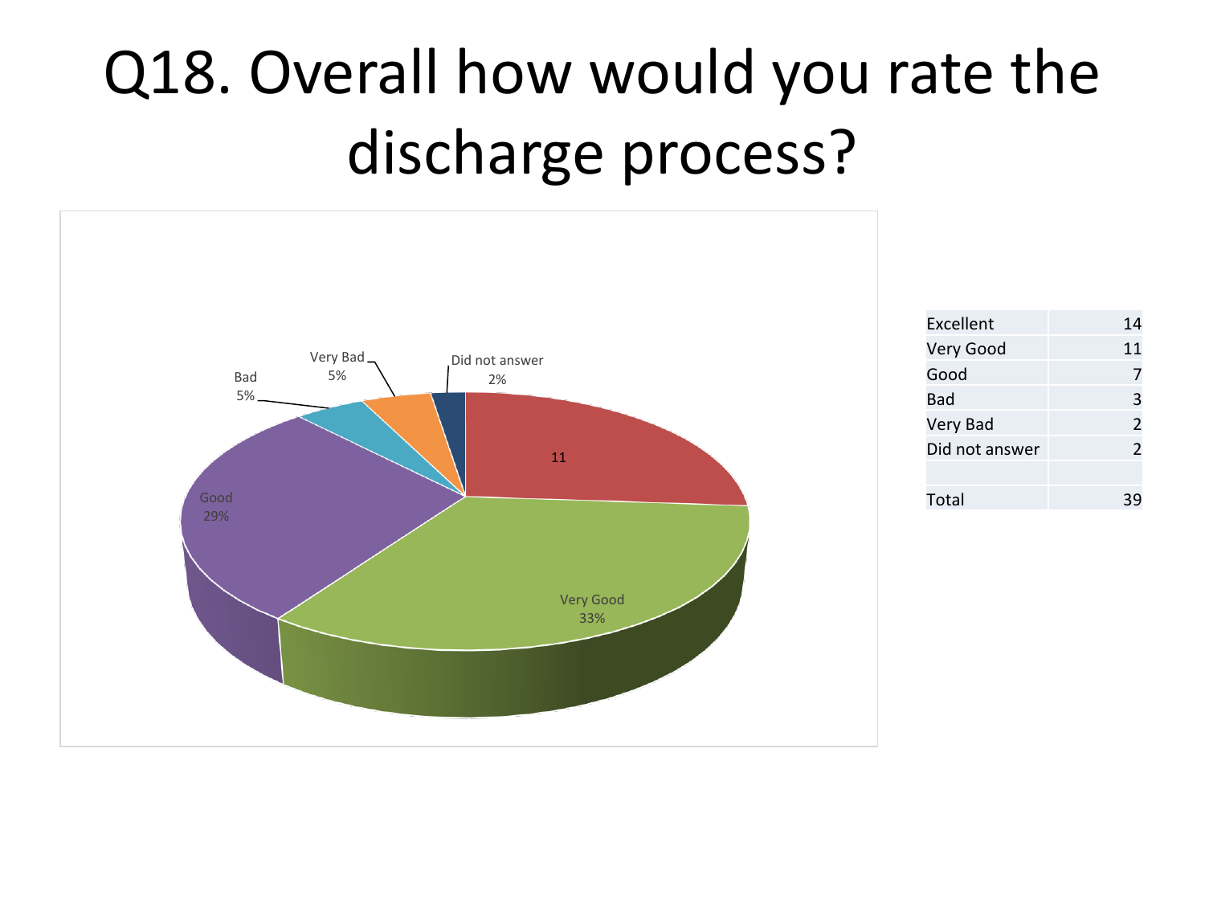# Q18. Overall how would you rate the discharge process?

Very Bad
5%

Did not answer
2%

Bad
5%

11

Good
29%

Very Good
33%

| | |
|---|---|
| Excellent | 14 |
| Very Good | 11 |
| Good | 7 |
| Bad | 3 |
| Very Bad | 2 |
| Did not answer | 2 |
| | |
| Total | 39 |